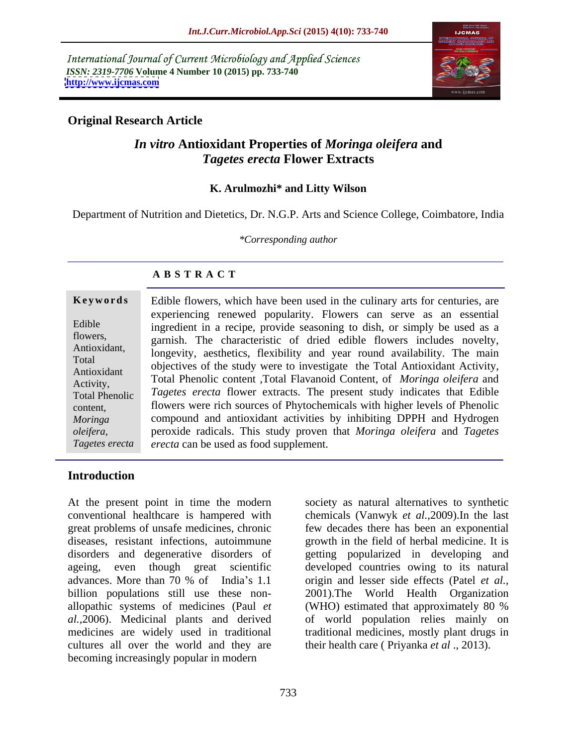International Journal of Current Microbiology and Applied Sciences
*ISSN: 2319-7706* **Volume 4 Number 10 (2015) pp. 733-740**
**http://www.ijcmas.com**

**Original Research Article**

# *In vitro* Antioxidant Properties of *Moringa oleifera* and *Tagetes erecta* Flower Extracts

**K. Arulmozhi\* and Litty Wilson**

Department of Nutrition and Dietetics, Dr. N.G.P. Arts and Science College, Coimbatore, India

*\*Corresponding author*

## A B S T R A C T

**Keywords**

Edible flowers, Antioxidant, Total Antioxidant Activity, Total Phenolic content, *Moringa oleifera*, *Tagetes erecta*

Edible flowers, which have been used in the culinary arts for centuries, are experiencing renewed popularity. Flowers can serve as an essential ingredient in a recipe, provide seasoning to dish, or simply be used as a garnish. The characteristic of dried edible flowers includes novelty, longevity, aesthetics, flexibility and year round availability. The main objectives of the study were to investigate the Total Antioxidant Activity, Total Phenolic content ,Total Flavanoid Content, of *Moringa oleifera* and *Tagetes erecta* flower extracts. The present study indicates that Edible flowers were rich sources of Phytochemicals with higher levels of Phenolic compound and antioxidant activities by inhibiting DPPH and Hydrogen peroxide radicals. This study proven that *Moringa oleifera* and *Tagetes erecta* can be used as food supplement.

## Introduction

At the present point in time the modern conventional healthcare is hampered with great problems of unsafe medicines, chronic diseases, resistant infections, autoimmune disorders and degenerative disorders of ageing, even though great scientific advances. More than 70 % of India's 1.1 billion populations still use these non-allopathic systems of medicines (Paul *et al.*,2006). Medicinal plants and derived medicines are widely used in traditional cultures all over the world and they are becoming increasingly popular in modern society as natural alternatives to synthetic chemicals (Vanwyk *et al.*,2009).In the last few decades there has been an exponential growth in the field of herbal medicine. It is getting popularized in developing and developed countries owing to its natural origin and lesser side effects (Patel *et al.*, 2001).The World Health Organization (WHO) estimated that approximately 80 % of world population relies mainly on traditional medicines, mostly plant drugs in their health care ( Priyanka *et al* ., 2013).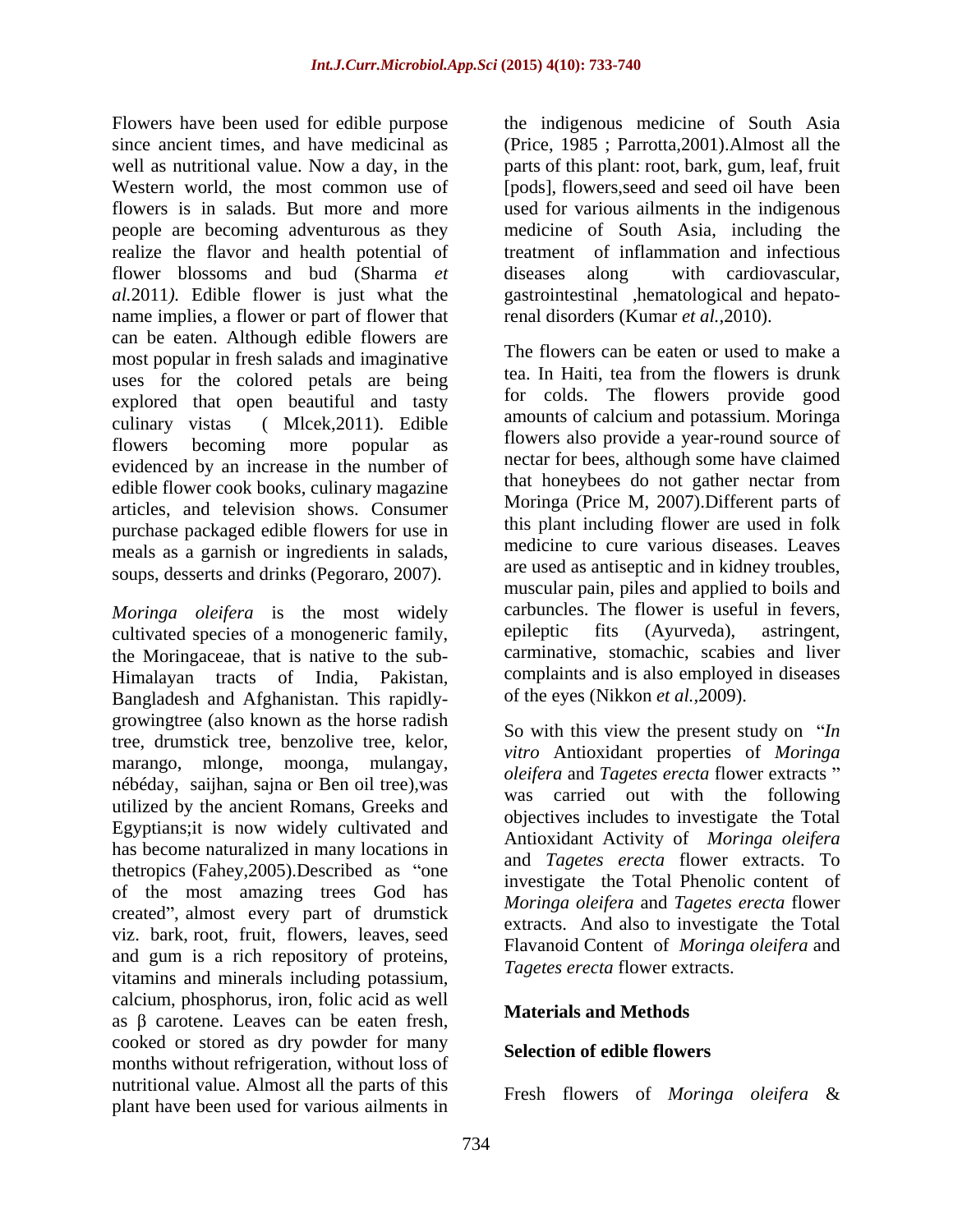Flowers have been used for edible purpose since ancient times, and have medicinal as well as nutritional value. Now a day, in the Western world, the most common use of flowers is in salads. But more and more people are becoming adventurous as they realize the flavor and health potential of flower blossoms and bud (Sharma *et al.*2011*).* Edible flower is just what the name implies, a flower or part of flower that can be eaten. Although edible flowers are most popular in fresh salads and imaginative uses for the colored petals are being explored that open beautiful and tasty culinary vistas ( Mlcek,2011). Edible flowers becoming more popular as evidenced by an increase in the number of edible flower cook books, culinary magazine articles, and television shows. Consumer purchase packaged edible flowers for use in meals as a garnish or ingredients in salads, soups, desserts and drinks (Pegoraro, 2007).

*Moringa oleifera* is the most widely cultivated species of a monogeneric family, the Moringaceae, that is native to the sub-Himalayan tracts of India, Pakistan, Bangladesh and Afghanistan. This rapidly-growingtree (also known as the horse radish tree, drumstick tree, benzolive tree, kelor, marango, mlonge, moonga, mulangay, nébéday, saijhan, sajna or Ben oil tree),was utilized by the ancient Romans, Greeks and Egyptians;it is now widely cultivated and has become naturalized in many locations in thetropics (Fahey,2005).Described as "one of the most amazing trees God has created", almost every part of drumstick viz. bark, root, fruit, flowers, leaves, seed and gum is a rich repository of proteins, vitamins and minerals including potassium, calcium, phosphorus, iron, folic acid as well as β carotene. Leaves can be eaten fresh, cooked or stored as dry powder for many months without refrigeration, without loss of nutritional value. Almost all the parts of this plant have been used for various ailments in the indigenous medicine of South Asia (Price, 1985 ; Parrotta,2001).Almost all the parts of this plant: root, bark, gum, leaf, fruit [pods], flowers,seed and seed oil have been used for various ailments in the indigenous medicine of South Asia, including the treatment of inflammation and infectious diseases along with cardiovascular, gastrointestinal ,hematological and hepato-renal disorders (Kumar *et al.*,2010).

The flowers can be eaten or used to make a tea. In Haiti, tea from the flowers is drunk for colds. The flowers provide good amounts of calcium and potassium. Moringa flowers also provide a year-round source of nectar for bees, although some have claimed that honeybees do not gather nectar from Moringa (Price M, 2007).Different parts of this plant including flower are used in folk medicine to cure various diseases. Leaves are used as antiseptic and in kidney troubles, muscular pain, piles and applied to boils and carbuncles. The flower is useful in fevers, epileptic fits (Ayurveda), astringent, carminative, stomachic, scabies and liver complaints and is also employed in diseases of the eyes (Nikkon *et al.*,2009).

So with this view the present study on "*In vitro* Antioxidant properties of *Moringa oleifera* and *Tagetes erecta* flower extracts " was carried out with the following objectives includes to investigate the Total Antioxidant Activity of *Moringa oleifera* and *Tagetes erecta* flower extracts. To investigate the Total Phenolic content of *Moringa oleifera* and *Tagetes erecta* flower extracts. And also to investigate the Total Flavanoid Content of *Moringa oleifera* and *Tagetes erecta* flower extracts.

## Materials and Methods

### Selection of edible flowers

Fresh flowers of *Moringa oleifera* &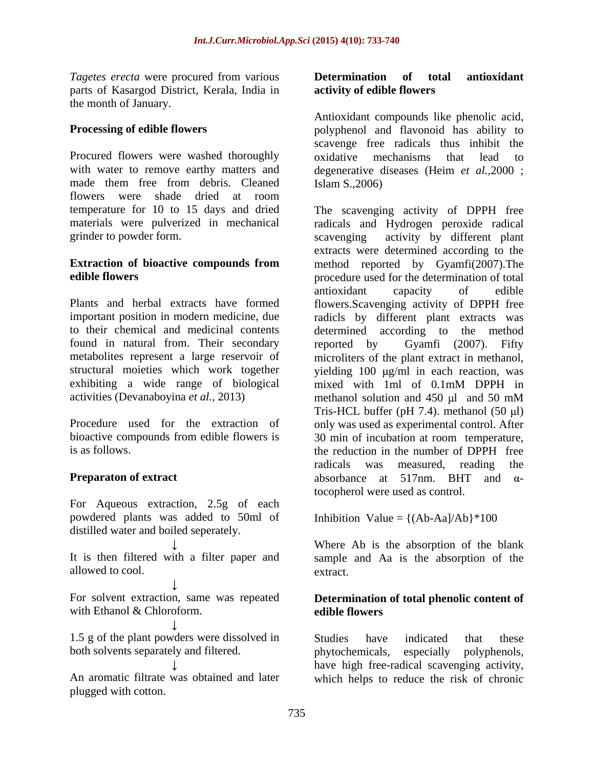*Tagetes erecta* were procured from various parts of Kasargod District, Kerala, India in the month of January.

**Processing of edible flowers**

Procured flowers were washed thoroughly with water to remove earthy matters and made them free from debris. Cleaned flowers were shade dried at room temperature for 10 to 15 days and dried materials were pulverized in mechanical grinder to powder form.

**Extraction of bioactive compounds from edible flowers**

Plants and herbal extracts have formed important position in modern medicine, due to their chemical and medicinal contents found in natural from. Their secondary metabolites represent a large reservoir of structural moieties which work together exhibiting a wide range of biological activities (Devanaboyina *et al.,* 2013)

Procedure used for the extraction of bioactive compounds from edible flowers is as follows.

**Preparaton of extract**

For Aqueous extraction, 2.5g of each powdered plants was added to 50ml of distilled water and boiled seperately.

↓

It is then filtered with a filter paper and allowed to cool.

↓

For solvent extraction, same was repeated with Ethanol & Chloroform.

↓

1.5 g of the plant powders were dissolved in both solvents separately and filtered.

↓

An aromatic filtrate was obtained and later plugged with cotton.

**Determination of total antioxidant activity of edible flowers**

Antioxidant compounds like phenolic acid, polyphenol and flavonoid has ability to scavenge free radicals thus inhibit the oxidative mechanisms that lead to degenerative diseases (Heim *et al.*,2000 ; Islam S.,2006)

The scavenging activity of DPPH free radicals and Hydrogen peroxide radical scavenging activity by different plant extracts were determined according to the method reported by Gyamfi(2007).The procedure used for the determination of total antioxidant capacity of edible flowers.Scavenging activity of DPPH free radicls by different plant extracts was determined according to the method reported by Gyamfi (2007). Fifty microliters of the plant extract in methanol, yielding 100 μg/ml in each reaction, was mixed with 1ml of 0.1mM DPPH in methanol solution and 450 μl and 50 mM Tris-HCL buffer (pH 7.4). methanol (50 μl) only was used as experimental control. After 30 min of incubation at room temperature, the reduction in the number of DPPH free radicals was measured, reading the absorbance at 517nm. BHT and α-tocopherol were used as control.

Inhibition Value = {(Ab-Aa]/Ab}*100

Where Ab is the absorption of the blank sample and Aa is the absorption of the extract.

**Determination of total phenolic content of edible flowers**

Studies have indicated that these phytochemicals, especially polyphenols, have high free-radical scavenging activity, which helps to reduce the risk of chronic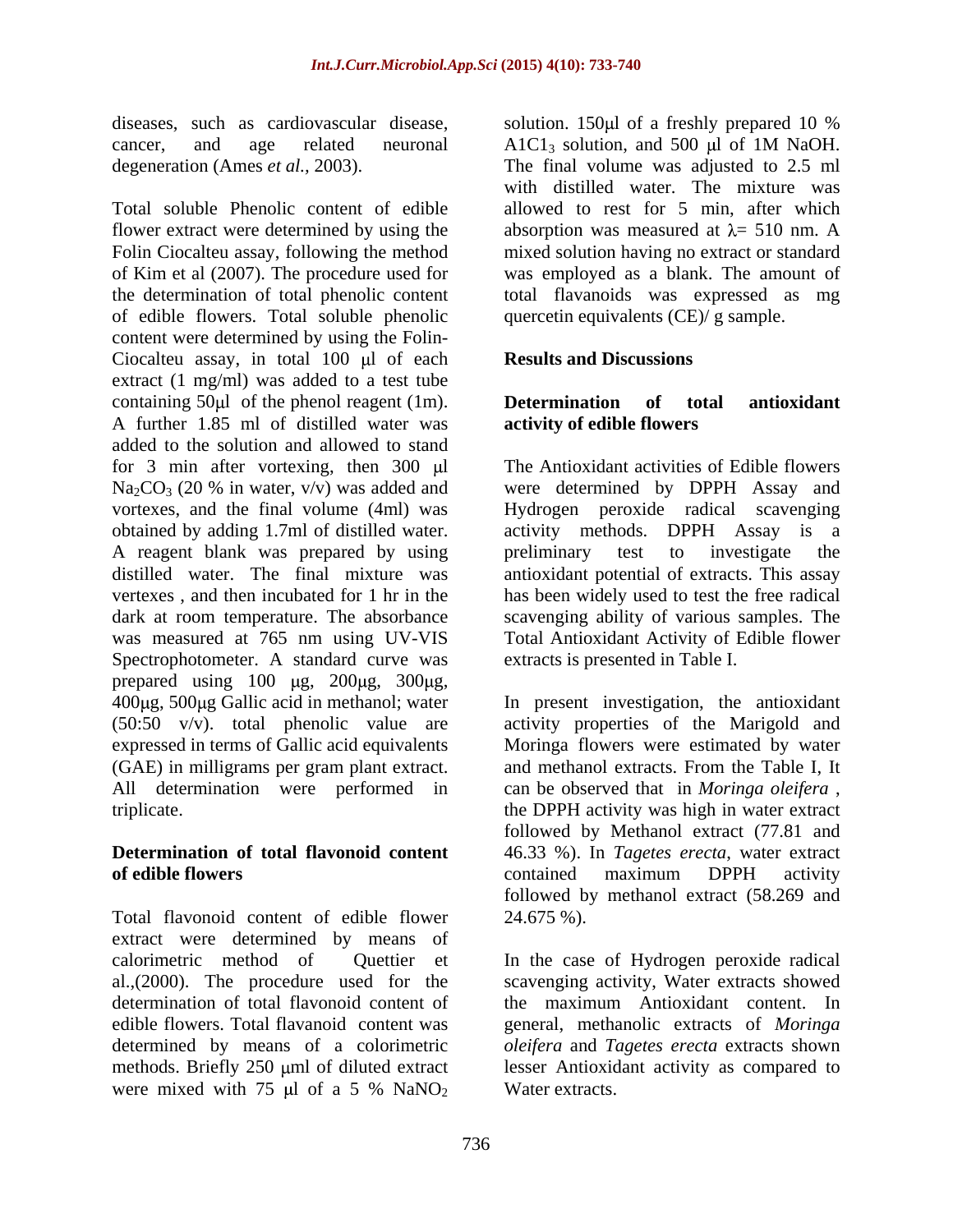diseases, such as cardiovascular disease, cancer, and age related neuronal degeneration (Ames *et al.,* 2003).

Total soluble Phenolic content of edible flower extract were determined by using the Folin Ciocalteu assay, following the method of Kim et al (2007). The procedure used for the determination of total phenolic content of edible flowers. Total soluble phenolic content were determined by using the Folin-Ciocalteu assay, in total 100 μl of each extract (1 mg/ml) was added to a test tube containing 50μl of the phenol reagent (1m). A further 1.85 ml of distilled water was added to the solution and allowed to stand for 3 min after vortexing, then 300 μl $Na_2CO_3$ (20 % in water, v/v) was added and vortexes, and the final volume (4ml) was obtained by adding 1.7ml of distilled water. A reagent blank was prepared by using distilled water. The final mixture was vertexes , and then incubated for 1 hr in the dark at room temperature. The absorbance was measured at 765 nm using UV-VIS Spectrophotometer. A standard curve was prepared using 100 μg, 200μg, 300μg, 400μg, 500μg Gallic acid in methanol; water (50:50 v/v). total phenolic value are expressed in terms of Gallic acid equivalents (GAE) in milligrams per gram plant extract. All determination were performed in triplicate.

**Determination of total flavonoid content of edible flowers**

Total flavonoid content of edible flower extract were determined by means of calorimetric method of Quettier et al.,(2000). The procedure used for the determination of total flavonoid content of edible flowers. Total flavanoid content was determined by means of a colorimetric methods. Briefly 250 μml of diluted extract were mixed with 75 μl of a 5 % $NaNO_2$ solution. 150μl of a freshly prepared 10 % $A1C1_3$ solution, and 500 μl of 1M NaOH. The final volume was adjusted to 2.5 ml with distilled water. The mixture was allowed to rest for 5 min, after which absorption was measured at $\lambda$= 510 nm. A mixed solution having no extract or standard was employed as a blank. The amount of total flavanoids was expressed as mg quercetin equivalents (CE)/ g sample.

## Results and Discussions

**Determination of total antioxidant activity of edible flowers**

The Antioxidant activities of Edible flowers were determined by DPPH Assay and Hydrogen peroxide radical scavenging activity methods. DPPH Assay is a preliminary test to investigate the antioxidant potential of extracts. This assay has been widely used to test the free radical scavenging ability of various samples. The Total Antioxidant Activity of Edible flower extracts is presented in Table I.

In present investigation, the antioxidant activity properties of the Marigold and Moringa flowers were estimated by water and methanol extracts. From the Table I, It can be observed that in *Moringa oleifera* , the DPPH activity was high in water extract followed by Methanol extract (77.81 and 46.33 %). In *Tagetes erecta*, water extract contained maximum DPPH activity followed by methanol extract (58.269 and 24.675 %).

In the case of Hydrogen peroxide radical scavenging activity, Water extracts showed the maximum Antioxidant content. In general, methanolic extracts of *Moringa oleifera* and *Tagetes erecta* extracts shown lesser Antioxidant activity as compared to Water extracts.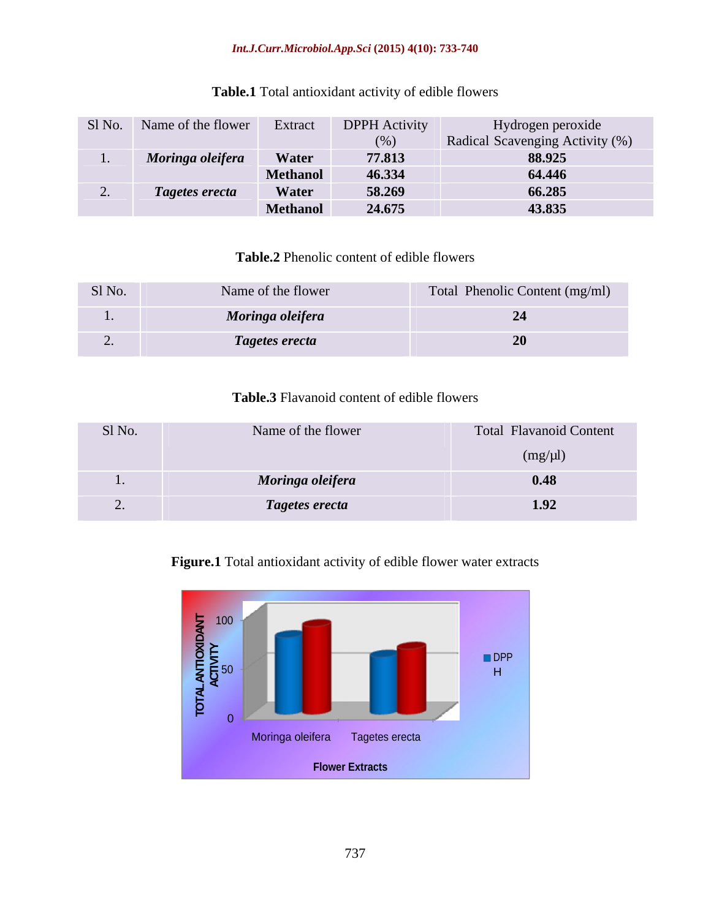**Table.1** Total antioxidant activity of edible flowers

| Sl No. | Name of the flower | Extract | DPPH Activity (%) | Hydrogen peroxide Radical Scavenging Activity (%) |
|---|---|---|---|---|
| 1. | ***Moringa oleifera*** | **Water** | **77.813** | **88.925** |
| | | **Methanol** | **46.334** | **64.446** |
| 2. | ***Tagetes erecta*** | **Water** | **58.269** | **66.285** |
| | | **Methanol** | **24.675** | **43.835** |

**Table.2** Phenolic content of edible flowers

| Sl No. | Name of the flower | Total Phenolic Content (mg/ml) |
|---|---|---|
| 1. | ***Moringa oleifera*** | **24** |
| 2. | ***Tagetes erecta*** | **20** |

**Table.3** Flavanoid content of edible flowers

| Sl No. | Name of the flower | Total Flavanoid Content (mg/µl) |
|---|---|---|
| 1. | ***Moringa oleifera*** | **0.48** |
| 2. | ***Tagetes erecta*** | **1.92** |

**Figure.1** Total antioxidant activity of edible flower water extracts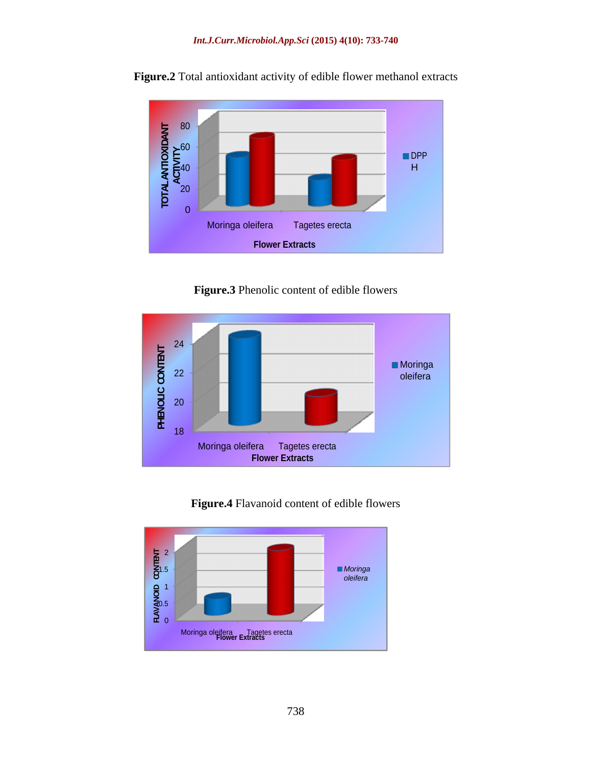**Figure.2** Total antioxidant activity of edible flower methanol extracts

**Figure.3** Phenolic content of edible flowers

**Figure.4** Flavanoid content of edible flowers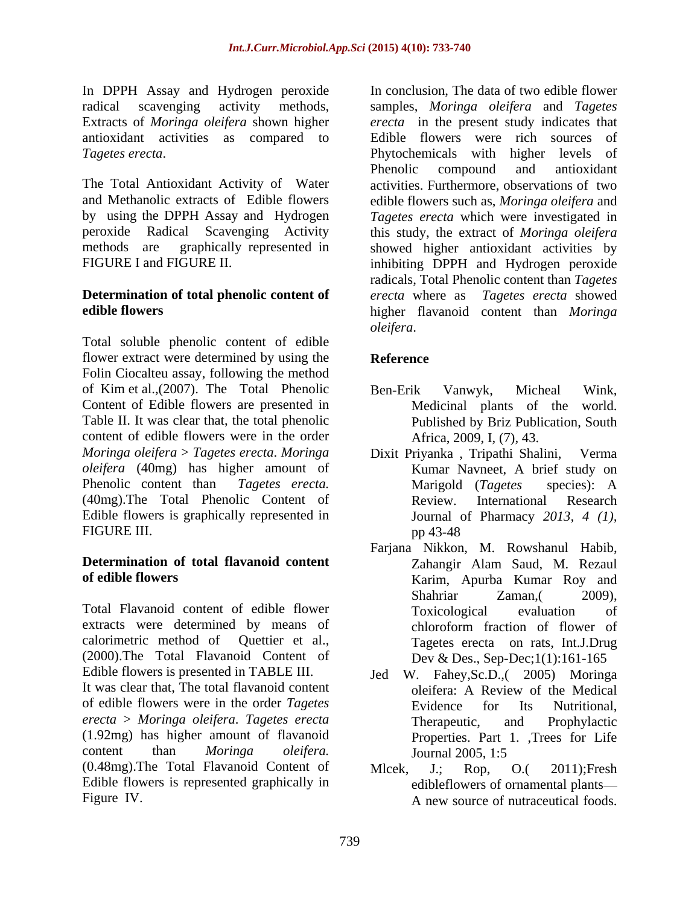In DPPH Assay and Hydrogen peroxide radical scavenging activity methods, Extracts of *Moringa oleifera* shown higher antioxidant activities as compared to *Tagetes erecta*.

The Total Antioxidant Activity of Water and Methanolic extracts of Edible flowers by using the DPPH Assay and Hydrogen peroxide Radical Scavenging Activity methods are graphically represented in FIGURE I and FIGURE II.

**Determination of total phenolic content of edible flowers**

Total soluble phenolic content of edible flower extract were determined by using the Folin Ciocalteu assay, following the method of Kim et al.,(2007). The Total Phenolic Content of Edible flowers are presented in Table II. It was clear that, the total phenolic content of edible flowers were in the order *Moringa oleifera* > *Tagetes erecta*. *Moringa oleifera* (40mg) has higher amount of Phenolic content than *Tagetes erecta.* (40mg).The Total Phenolic Content of Edible flowers is graphically represented in FIGURE III.

**Determination of total flavanoid content of edible flowers**

Total Flavanoid content of edible flower extracts were determined by means of calorimetric method of Quettier et al., (2000).The Total Flavanoid Content of Edible flowers is presented in TABLE III. It was clear that, The total flavanoid content of edible flowers were in the order *Tagetes erecta* > *Moringa oleifera*. *Tagetes erecta* (1.92mg) has higher amount of flavanoid content than *Moringa oleifera.* (0.48mg).The Total Flavanoid Content of Edible flowers is represented graphically in Figure IV.

In conclusion, The data of two edible flower samples, *Moringa oleifera* and *Tagetes erecta* in the present study indicates that Edible flowers were rich sources of Phytochemicals with higher levels of Phenolic compound and antioxidant activities. Furthermore, observations of two edible flowers such as, *Moringa oleifera* and *Tagetes erecta* which were investigated in this study, the extract of *Moringa oleifera* showed higher antioxidant activities by inhibiting DPPH and Hydrogen peroxide radicals, Total Phenolic content than *Tagetes erecta* where as *Tagetes erecta* showed higher flavanoid content than *Moringa oleifera*.

## Reference

- Ben-Erik Vanwyk, Micheal Wink, Medicinal plants of the world. Published by Briz Publication, South Africa, 2009, I, (7), 43.
- Dixit Priyanka , Tripathi Shalini, Verma Kumar Navneet, A brief study on Marigold (*Tagetes* species): A Review. International Research Journal of Pharmacy *2013, 4 (1)*, pp 43-48
- Farjana Nikkon, M. Rowshanul Habib, Zahangir Alam Saud, M. Rezaul Karim, Apurba Kumar Roy and Shahriar Zaman,( 2009), Toxicological evaluation of chloroform fraction of flower of Tagetes erecta on rats, Int.J.Drug Dev & Des., Sep-Dec;1(1):161-165
- Jed W. Fahey,Sc.D.,( 2005) Moringa oleifera: A Review of the Medical Evidence for Its Nutritional, Therapeutic, and Prophylactic Properties. Part 1. ,Trees for Life Journal 2005, 1:5
- Mlcek, J.; Rop, O.( 2011);Fresh edibleflowers of ornamental plants— A new source of nutraceutical foods.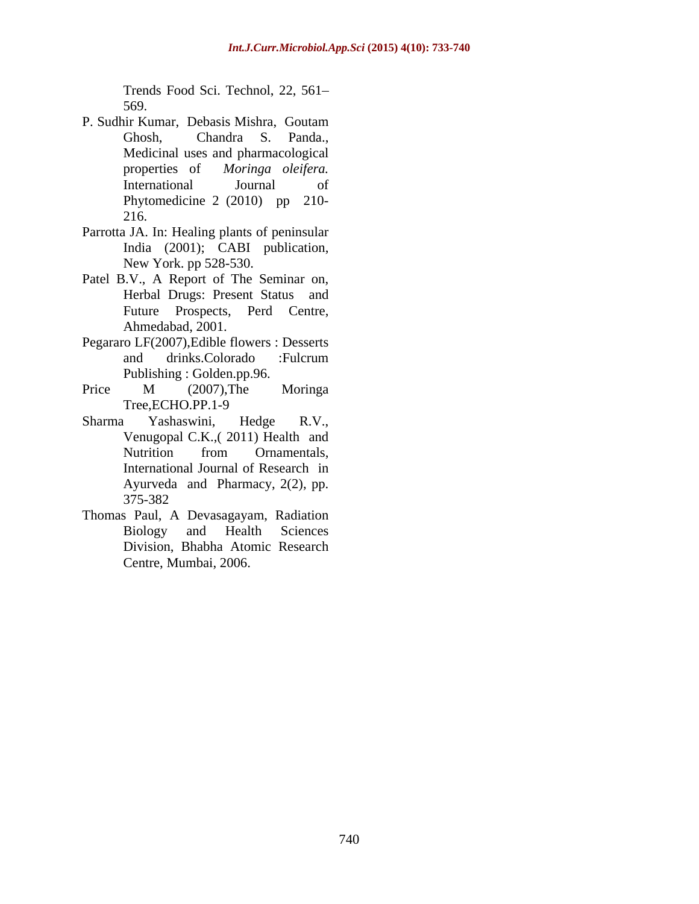Trends Food Sci. Technol, 22, 561–569.

P. Sudhir Kumar, Debasis Mishra, Goutam Ghosh, Chandra S. Panda., Medicinal uses and pharmacological properties of *Moringa oleifera.* International Journal of Phytomedicine 2 (2010) pp 210-216.

Parrotta JA. In: Healing plants of peninsular India (2001); CABI publication, New York. pp 528-530.

Patel B.V., A Report of The Seminar on, Herbal Drugs: Present Status and Future Prospects, Perd Centre, Ahmedabad, 2001.

Pegararo LF(2007),Edible flowers : Desserts and drinks.Colorado :Fulcrum Publishing : Golden.pp.96.

Price M (2007),The Moringa Tree,ECHO.PP.1-9

Sharma Yashaswini, Hedge R.V., Venugopal C.K.,( 2011) Health and Nutrition from Ornamentals, International Journal of Research in Ayurveda and Pharmacy, 2(2), pp. 375-382

Thomas Paul, A Devasagayam, Radiation Biology and Health Sciences Division, Bhabha Atomic Research Centre, Mumbai, 2006.